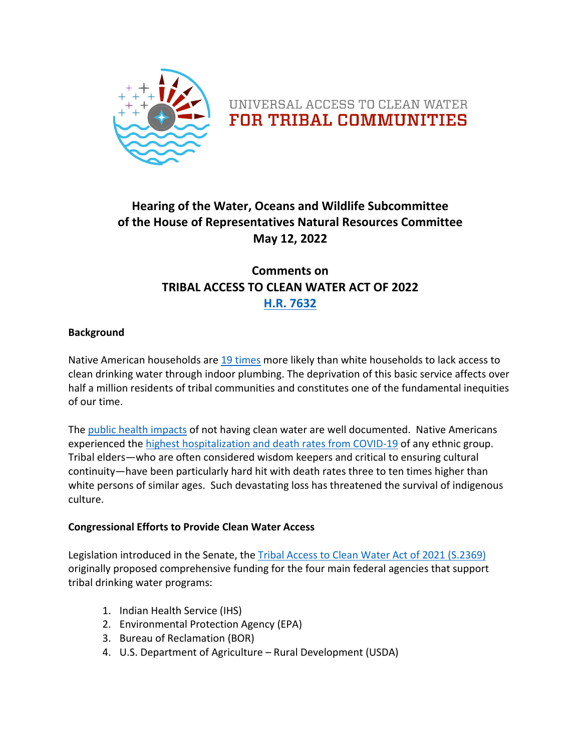UNIVERSAL ACCESS TO CLEAN WATER
**FOR TRIBAL COMMUNITIES**

## Hearing of the Water, Oceans and Wildlife Subcommittee of the House of Representatives Natural Resources Committee May 12, 2022

## Comments on TRIBAL ACCESS TO CLEAN WATER ACT OF 2022 H.R. 7632

**Background**

Native American households are 19 times more likely than white households to lack access to clean drinking water through indoor plumbing. The deprivation of this basic service affects over half a million residents of tribal communities and constitutes one of the fundamental inequities of our time.

The public health impacts of not having clean water are well documented. Native Americans experienced the highest hospitalization and death rates from COVID-19 of any ethnic group. Tribal elders—who are often considered wisdom keepers and critical to ensuring cultural continuity—have been particularly hard hit with death rates three to ten times higher than white persons of similar ages. Such devastating loss has threatened the survival of indigenous culture.

**Congressional Efforts to Provide Clean Water Access**

Legislation introduced in the Senate, the Tribal Access to Clean Water Act of 2021 (S.2369) originally proposed comprehensive funding for the four main federal agencies that support tribal drinking water programs:

1. Indian Health Service (IHS)
2. Environmental Protection Agency (EPA)
3. Bureau of Reclamation (BOR)
4. U.S. Department of Agriculture – Rural Development (USDA)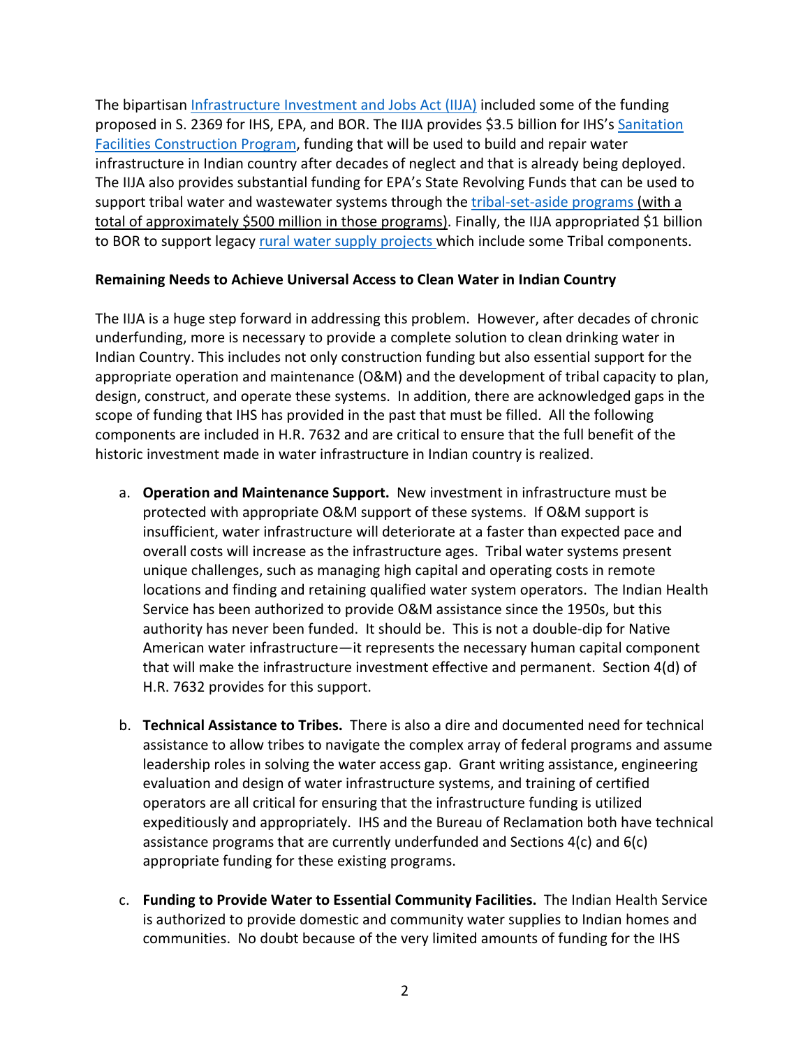The bipartisan Infrastructure Investment and Jobs Act (IIJA) included some of the funding proposed in S. 2369 for IHS, EPA, and BOR. The IIJA provides $3.5 billion for IHS's Sanitation Facilities Construction Program, funding that will be used to build and repair water infrastructure in Indian country after decades of neglect and that is already being deployed. The IIJA also provides substantial funding for EPA's State Revolving Funds that can be used to support tribal water and wastewater systems through the tribal-set-aside programs (with a total of approximately $500 million in those programs). Finally, the IIJA appropriated $1 billion to BOR to support legacy rural water supply projects which include some Tribal components.

**Remaining Needs to Achieve Universal Access to Clean Water in Indian Country**

The IIJA is a huge step forward in addressing this problem. However, after decades of chronic underfunding, more is necessary to provide a complete solution to clean drinking water in Indian Country. This includes not only construction funding but also essential support for the appropriate operation and maintenance (O&M) and the development of tribal capacity to plan, design, construct, and operate these systems. In addition, there are acknowledged gaps in the scope of funding that IHS has provided in the past that must be filled. All the following components are included in H.R. 7632 and are critical to ensure that the full benefit of the historic investment made in water infrastructure in Indian country is realized.

a. **Operation and Maintenance Support.** New investment in infrastructure must be protected with appropriate O&M support of these systems. If O&M support is insufficient, water infrastructure will deteriorate at a faster than expected pace and overall costs will increase as the infrastructure ages. Tribal water systems present unique challenges, such as managing high capital and operating costs in remote locations and finding and retaining qualified water system operators. The Indian Health Service has been authorized to provide O&M assistance since the 1950s, but this authority has never been funded. It should be. This is not a double-dip for Native American water infrastructure—it represents the necessary human capital component that will make the infrastructure investment effective and permanent. Section 4(d) of H.R. 7632 provides for this support.

b. **Technical Assistance to Tribes.** There is also a dire and documented need for technical assistance to allow tribes to navigate the complex array of federal programs and assume leadership roles in solving the water access gap. Grant writing assistance, engineering evaluation and design of water infrastructure systems, and training of certified operators are all critical for ensuring that the infrastructure funding is utilized expeditiously and appropriately. IHS and the Bureau of Reclamation both have technical assistance programs that are currently underfunded and Sections 4(c) and 6(c) appropriate funding for these existing programs.

c. **Funding to Provide Water to Essential Community Facilities.** The Indian Health Service is authorized to provide domestic and community water supplies to Indian homes and communities. No doubt because of the very limited amounts of funding for the IHS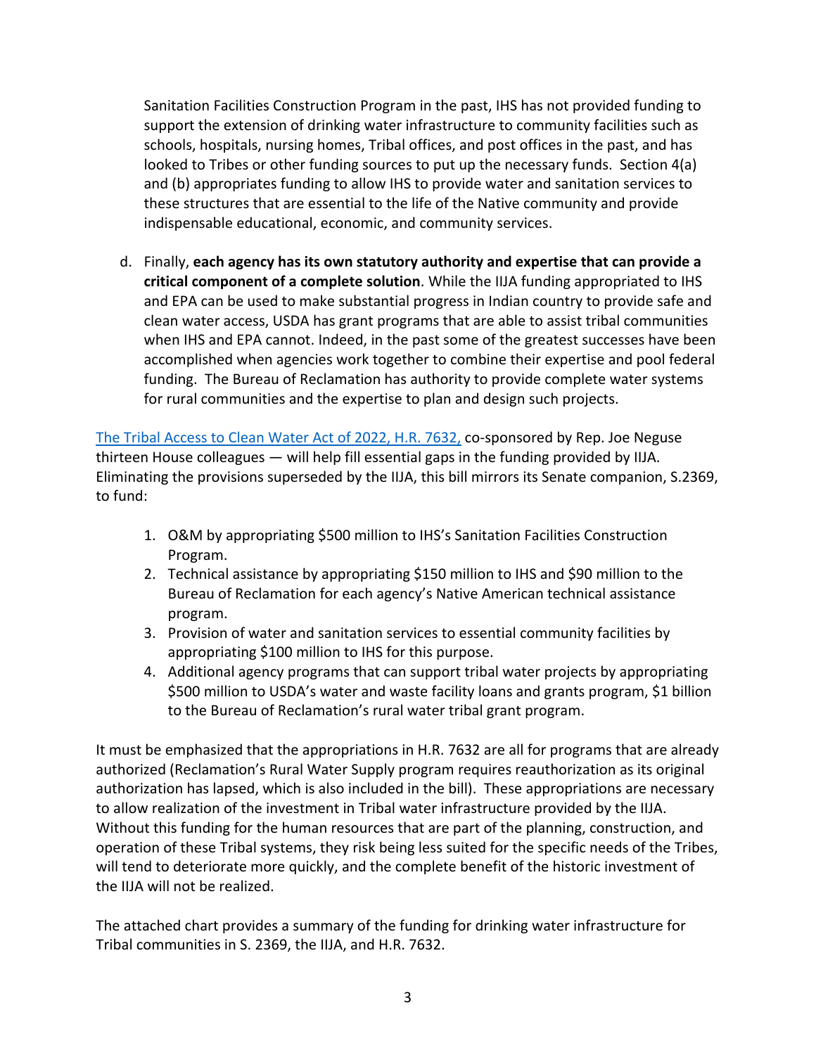Sanitation Facilities Construction Program in the past, IHS has not provided funding to support the extension of drinking water infrastructure to community facilities such as schools, hospitals, nursing homes, Tribal offices, and post offices in the past, and has looked to Tribes or other funding sources to put up the necessary funds. Section 4(a) and (b) appropriates funding to allow IHS to provide water and sanitation services to these structures that are essential to the life of the Native community and provide indispensable educational, economic, and community services.

d. Finally, **each agency has its own statutory authority and expertise that can provide a critical component of a complete solution**. While the IIJA funding appropriated to IHS and EPA can be used to make substantial progress in Indian country to provide safe and clean water access, USDA has grant programs that are able to assist tribal communities when IHS and EPA cannot. Indeed, in the past some of the greatest successes have been accomplished when agencies work together to combine their expertise and pool federal funding. The Bureau of Reclamation has authority to provide complete water systems for rural communities and the expertise to plan and design such projects.

[The Tribal Access to Clean Water Act of 2022, H.R. 7632,] co-sponsored by Rep. Joe Neguse thirteen House colleagues — will help fill essential gaps in the funding provided by IIJA. Eliminating the provisions superseded by the IIJA, this bill mirrors its Senate companion, S.2369, to fund:

1. O&M by appropriating $500 million to IHS's Sanitation Facilities Construction Program.
2. Technical assistance by appropriating $150 million to IHS and $90 million to the Bureau of Reclamation for each agency's Native American technical assistance program.
3. Provision of water and sanitation services to essential community facilities by appropriating $100 million to IHS for this purpose.
4. Additional agency programs that can support tribal water projects by appropriating $500 million to USDA's water and waste facility loans and grants program, $1 billion to the Bureau of Reclamation's rural water tribal grant program.

It must be emphasized that the appropriations in H.R. 7632 are all for programs that are already authorized (Reclamation's Rural Water Supply program requires reauthorization as its original authorization has lapsed, which is also included in the bill). These appropriations are necessary to allow realization of the investment in Tribal water infrastructure provided by the IIJA. Without this funding for the human resources that are part of the planning, construction, and operation of these Tribal systems, they risk being less suited for the specific needs of the Tribes, will tend to deteriorate more quickly, and the complete benefit of the historic investment of the IIJA will not be realized.

The attached chart provides a summary of the funding for drinking water infrastructure for Tribal communities in S. 2369, the IIJA, and H.R. 7632.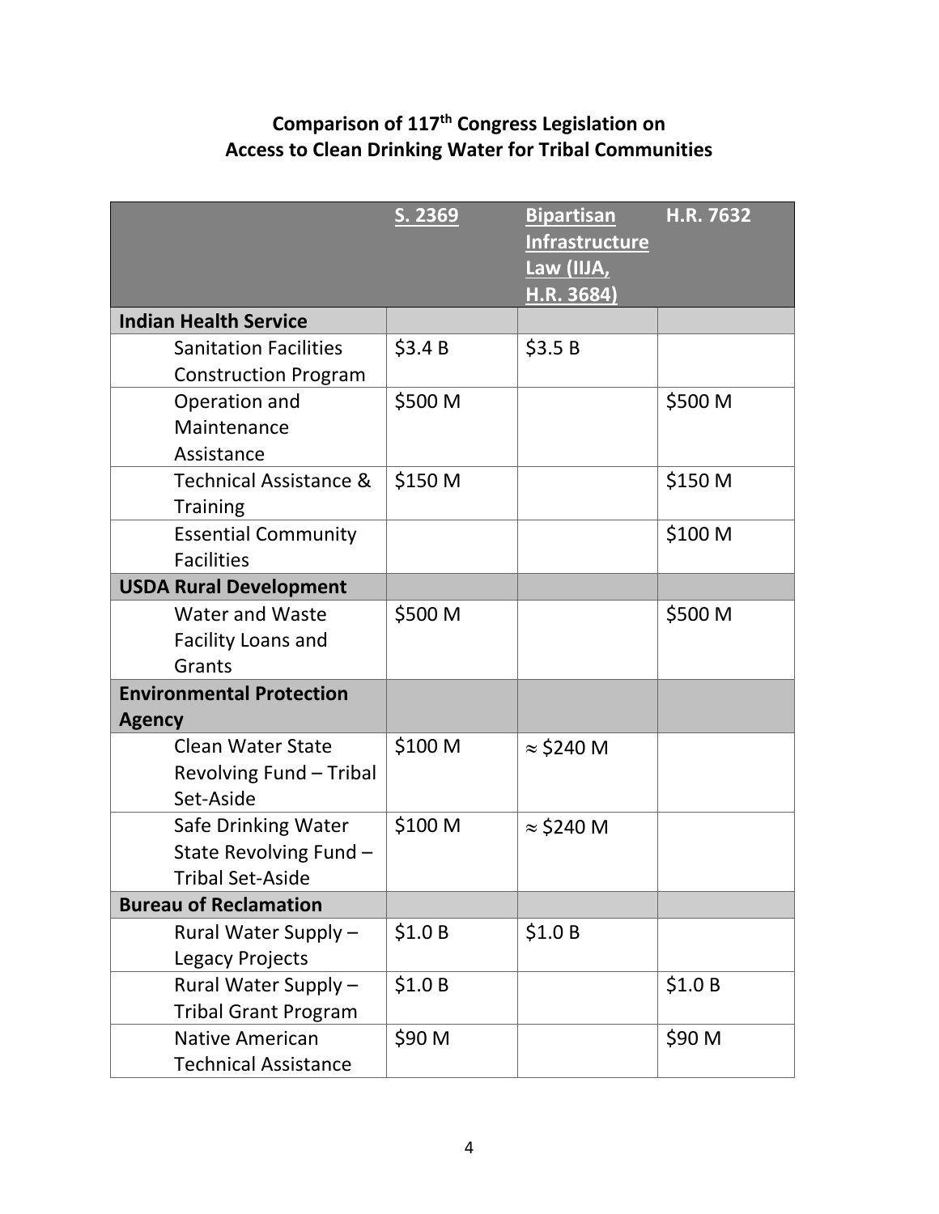**Comparison of 117th Congress Legislation on Access to Clean Drinking Water for Tribal Communities**

| | S. 2369 | Bipartisan Infrastructure Law (IIJA, H.R. 3684) | H.R. 7632 |
|---|---|---|---|
| **Indian Health Service** | | | |
| Sanitation Facilities Construction Program | $3.4 B | $3.5 B | |
| Operation and Maintenance Assistance | $500 M | | $500 M |
| Technical Assistance & Training | $150 M | | $150 M |
| Essential Community Facilities | | | $100 M |
| **USDA Rural Development** | | | |
| Water and Waste Facility Loans and Grants | $500 M | | $500 M |
| **Environmental Protection Agency** | | | |
| Clean Water State Revolving Fund – Tribal Set-Aside | $100 M | ≈ $240 M | |
| Safe Drinking Water State Revolving Fund – Tribal Set-Aside | $100 M | ≈ $240 M | |
| **Bureau of Reclamation** | | | |
| Rural Water Supply – Legacy Projects | $1.0 B | $1.0 B | |
| Rural Water Supply – Tribal Grant Program | $1.0 B | | $1.0 B |
| Native American Technical Assistance | $90 M | | $90 M |